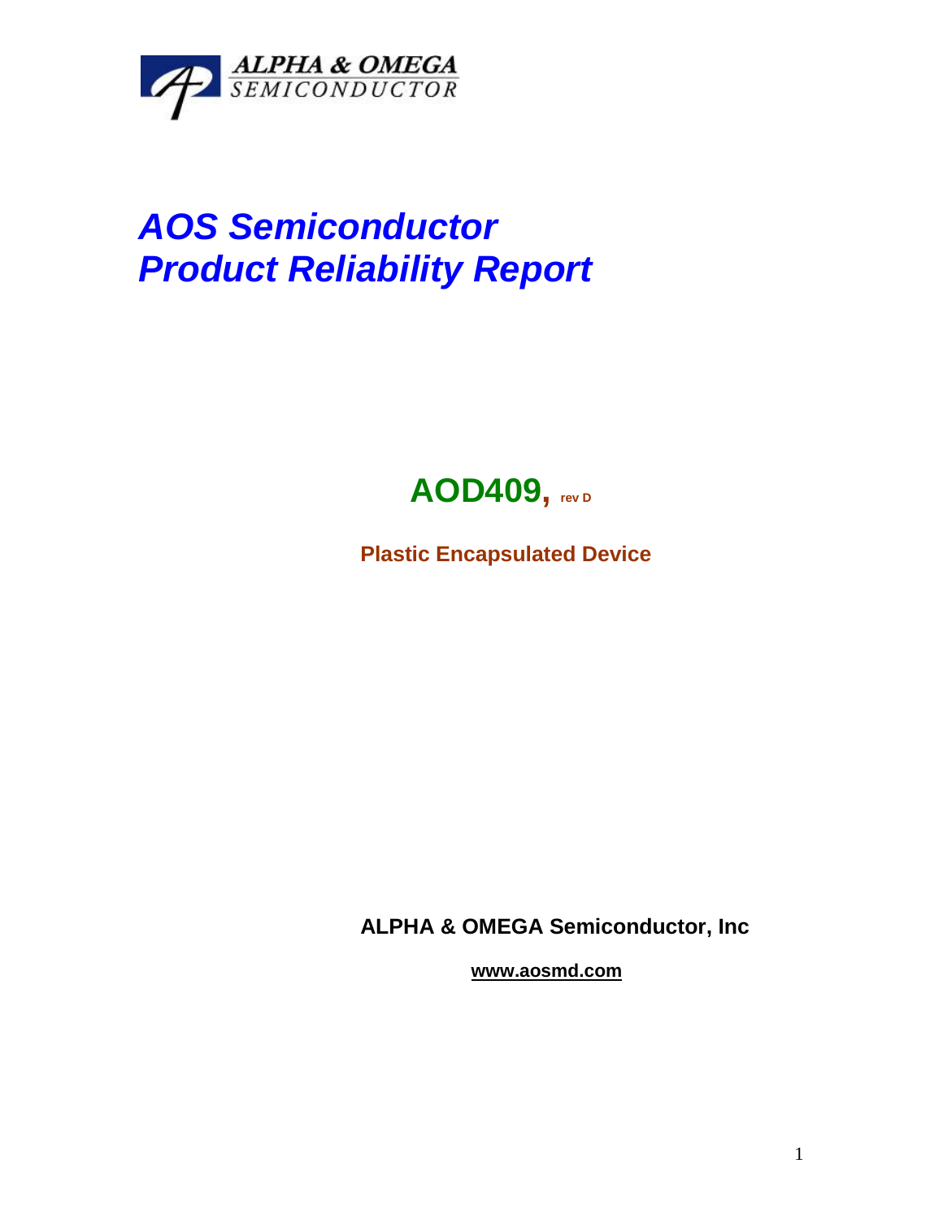ALPHA & OMEGA
SEMICONDUCTOR

# *AOS Semiconductor*
# *Product Reliability Report*

## AOD409, rev D

**Plastic Encapsulated Device**

**ALPHA & OMEGA Semiconductor, Inc**

**www.aosmd.com**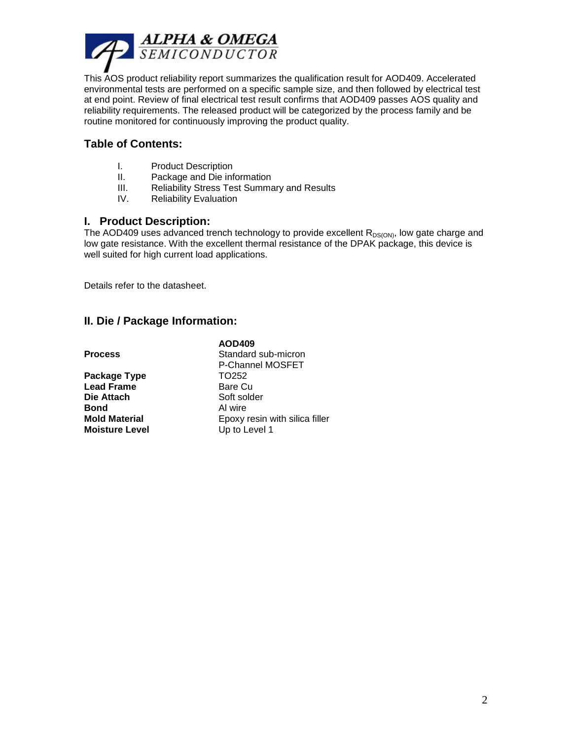**ALPHA & OMEGA SEMICONDUCTOR**

This AOS product reliability report summarizes the qualification result for AOD409. Accelerated environmental tests are performed on a specific sample size, and then followed by electrical test at end point. Review of final electrical test result confirms that AOD409 passes AOS quality and reliability requirements. The released product will be categorized by the process family and be routine monitored for continuously improving the product quality.

## Table of Contents:

I. Product Description
II. Package and Die information
III. Reliability Stress Test Summary and Results
IV. Reliability Evaluation

## I. Product Description:

The AOD409 uses advanced trench technology to provide excellent $R_{DS(ON)}$, low gate charge and low gate resistance. With the excellent thermal resistance of the DPAK package, this device is well suited for high current load applications.

Details refer to the datasheet.

## II. Die / Package Information:

| | **AOD409** |
|---|---|
| **Process** | Standard sub-micron P-Channel MOSFET |
| **Package Type** | TO252 |
| **Lead Frame** | Bare Cu |
| **Die Attach** | Soft solder |
| **Bond** | Al wire |
| **Mold Material** | Epoxy resin with silica filler |
| **Moisture Level** | Up to Level 1 |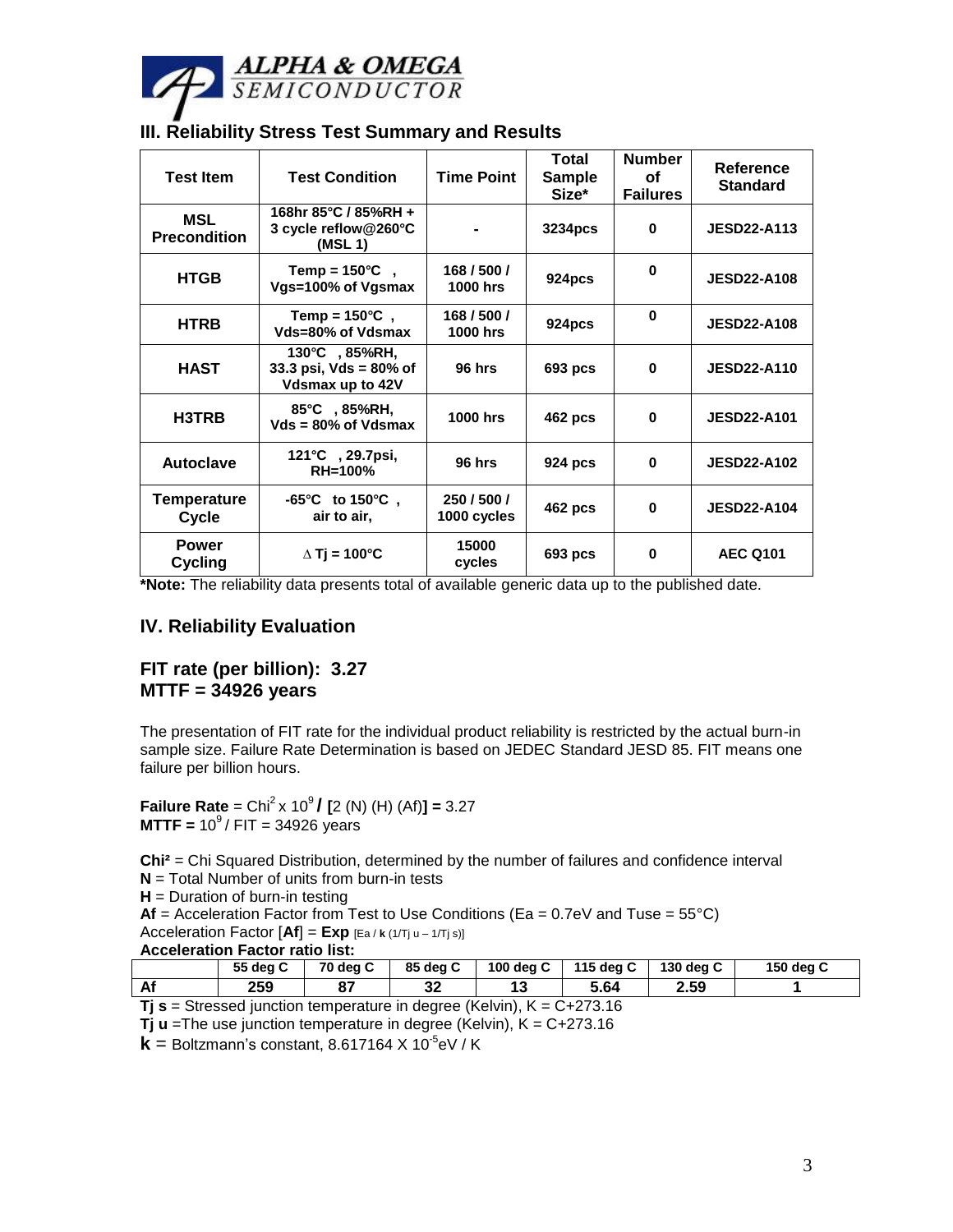## III. Reliability Stress Test Summary and Results

| Test Item | Test Condition | Time Point | Total Sample Size* | Number of Failures | Reference Standard |
|---|---|---|---|---|---|
| MSL Precondition | 168hr 85°C / 85%RH + 3 cycle reflow@260°C (MSL 1) | - | 3234pcs | 0 | JESD22-A113 |
| HTGB | Temp = 150°C , Vgs=100% of Vgsmax | 168 / 500 / 1000 hrs | 924pcs | 0 | JESD22-A108 |
| HTRB | Temp = 150°C , Vds=80% of Vdsmax | 168 / 500 / 1000 hrs | 924pcs | 0 | JESD22-A108 |
| HAST | 130°C , 85%RH, 33.3 psi, Vds = 80% of Vdsmax up to 42V | 96 hrs | 693 pcs | 0 | JESD22-A110 |
| H3TRB | 85°C , 85%RH, Vds = 80% of Vdsmax | 1000 hrs | 462 pcs | 0 | JESD22-A101 |
| Autoclave | 121°C , 29.7psi, RH=100% | 96 hrs | 924 pcs | 0 | JESD22-A102 |
| Temperature Cycle | -65°C to 150°C , air to air, | 250 / 500 / 1000 cycles | 462 pcs | 0 | JESD22-A104 |
| Power Cycling | $\Delta$ Tj = 100°C | 15000 cycles | 693 pcs | 0 | AEC Q101 |

***Note:** The reliability data presents total of available generic data up to the published date.

## IV. Reliability Evaluation

### FIT rate (per billion): 3.27
### MTTF = 34926 years

The presentation of FIT rate for the individual product reliability is restricted by the actual burn-in sample size. Failure Rate Determination is based on JEDEC Standard JESD 85. FIT means one failure per billion hours.

**Failure Rate** = $\text{Chi}^2 \times 10^9$ **/ [**2 (N) (H) (Af)**] =** 3.27
**MTTF =** $10^9$ / FIT = 34926 years

**Chi²** = Chi Squared Distribution, determined by the number of failures and confidence interval
**N** = Total Number of units from burn-in tests
**H** = Duration of burn-in testing
**Af** = Acceleration Factor from Test to Use Conditions (Ea = 0.7eV and Tuse = 55°C)
Acceleration Factor [**Af**] = **Exp** [Ea / **k** (1/Tj u – 1/Tj s)]
**Acceleration Factor ratio list:**

| | 55 deg C | 70 deg C | 85 deg C | 100 deg C | 115 deg C | 130 deg C | 150 deg C |
|---|---|---|---|---|---|---|---|
| Af | 259 | 87 | 32 | 13 | 5.64 | 2.59 | 1 |

**Tj s** = Stressed junction temperature in degree (Kelvin), K = C+273.16
**Tj u** =The use junction temperature in degree (Kelvin), K = C+273.16
**k** = Boltzmann's constant, $8.617164 \times 10^{-5}$eV / K